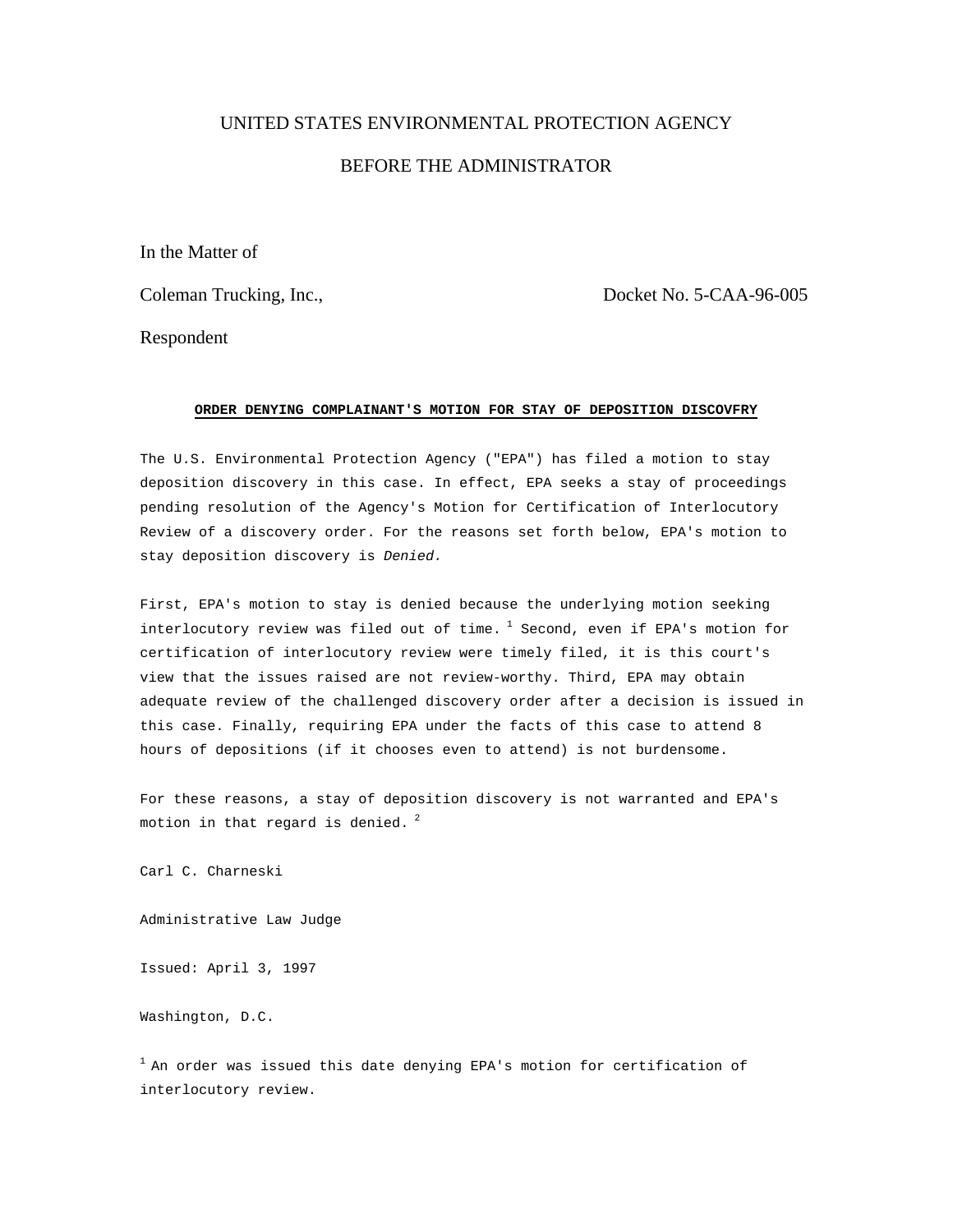UNITED STATES ENVIRONMENTAL PROTECTION AGENCY

BEFORE THE ADMINISTRATOR

In the Matter of

Coleman Trucking, Inc., Docket No. 5-CAA-96-005

Respondent

**ORDER DENYING COMPLAINANT'S MOTION FOR STAY OF DEPOSITION DISCOVFRY**

The U.S. Environmental Protection Agency ("EPA") has filed a motion to stay deposition discovery in this case. In effect, EPA seeks a stay of proceedings pending resolution of the Agency's Motion for Certification of Interlocutory Review of a discovery order. For the reasons set forth below, EPA's motion to stay deposition discovery is *Denied.*

First, EPA's motion to stay is denied because the underlying motion seeking interlocutory review was filed out of time. [1] Second, even if EPA's motion for certification of interlocutory review were timely filed, it is this court's view that the issues raised are not review-worthy. Third, EPA may obtain adequate review of the challenged discovery order after a decision is issued in this case. Finally, requiring EPA under the facts of this case to attend 8 hours of depositions (if it chooses even to attend) is not burdensome.

For these reasons, a stay of deposition discovery is not warranted and EPA's motion in that regard is denied. [2]

Carl C. Charneski

Administrative Law Judge

Issued: April 3, 1997

Washington, D.C.

[1] An order was issued this date denying EPA's motion for certification of interlocutory review.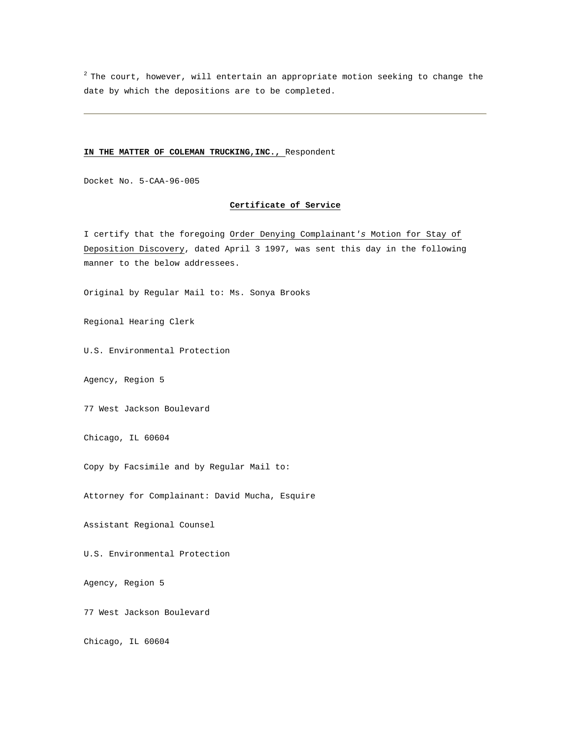[2] The court, however, will entertain an appropriate motion seeking to change the date by which the depositions are to be completed.

---

**IN THE MATTER OF COLEMAN TRUCKING,INC.,** Respondent

Docket No. 5-CAA-96-005

**Certificate of Service**

I certify that the foregoing Order Denying Complainant's Motion for Stay of Deposition Discovery, dated April 3 1997, was sent this day in the following manner to the below addressees.

Original by Regular Mail to: Ms. Sonya Brooks

Regional Hearing Clerk

U.S. Environmental Protection

Agency, Region 5

77 West Jackson Boulevard

Chicago, IL 60604

Copy by Facsimile and by Regular Mail to:

Attorney for Complainant: David Mucha, Esquire

Assistant Regional Counsel

U.S. Environmental Protection

Agency, Region 5

77 West Jackson Boulevard

Chicago, IL 60604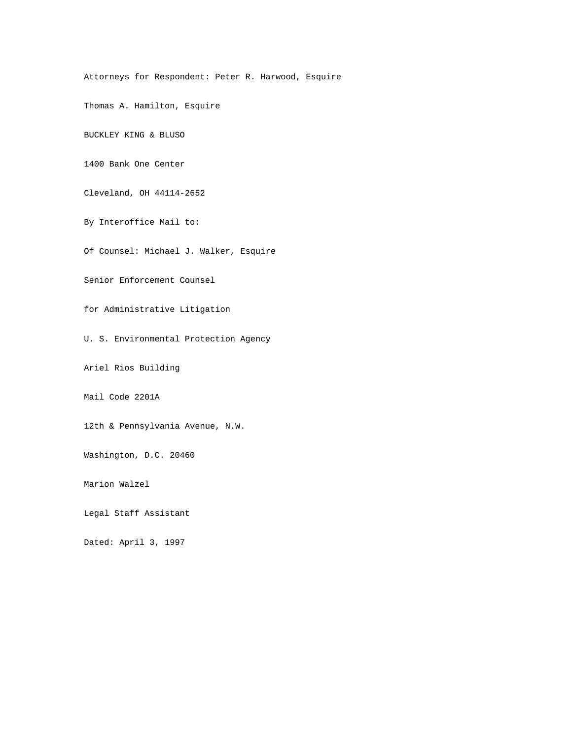Attorneys for Respondent: Peter R. Harwood, Esquire

Thomas A. Hamilton, Esquire

BUCKLEY KING & BLUSO

1400 Bank One Center

Cleveland, OH 44114-2652

By Interoffice Mail to:

Of Counsel: Michael J. Walker, Esquire

Senior Enforcement Counsel

for Administrative Litigation

U. S. Environmental Protection Agency

Ariel Rios Building

Mail Code 2201A

12th & Pennsylvania Avenue, N.W.

Washington, D.C. 20460

Marion Walzel

Legal Staff Assistant

Dated: April 3, 1997